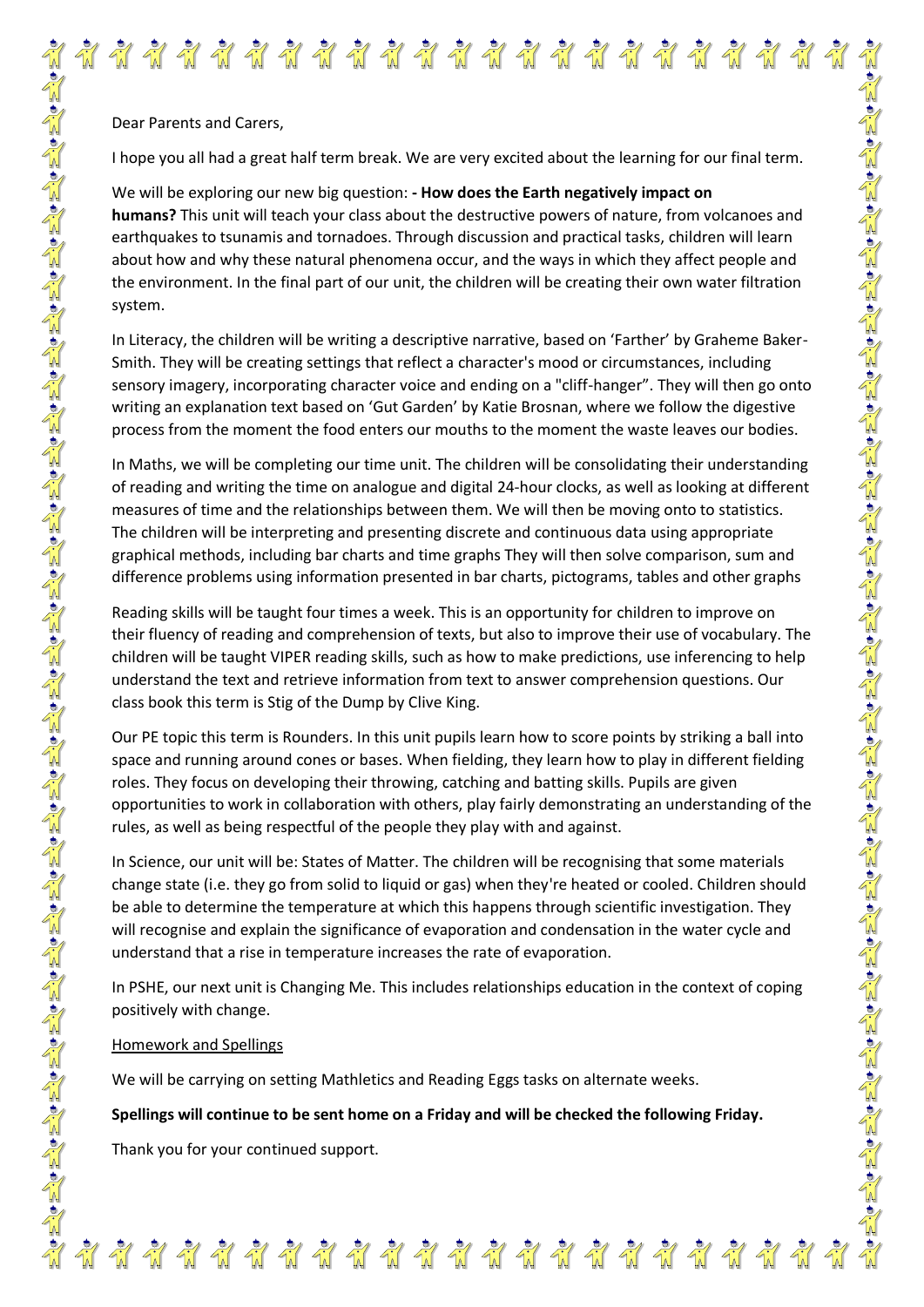Dear Parents and Carers,

I hope you all had a great half term break. We are very excited about the learning for our final term.

We will be exploring our new big question: **- How does the Earth negatively impact on humans?** This unit will teach your class about the destructive powers of nature, from volcanoes and earthquakes to tsunamis and tornadoes. Through discussion and practical tasks, children will learn about how and why these natural phenomena occur, and the ways in which they affect people and the environment. In the final part of our unit, the children will be creating their own water filtration system.

In Literacy, the children will be writing a descriptive narrative, based on 'Farther' by Graheme Baker-Smith. They will be creating settings that reflect a character's mood or circumstances, including sensory imagery, incorporating character voice and ending on a "cliff-hanger". They will then go onto writing an explanation text based on 'Gut Garden' by Katie Brosnan, where we follow the digestive process from the moment the food enters our mouths to the moment the waste leaves our bodies.

In Maths, we will be completing our time unit. The children will be consolidating their understanding of reading and writing the time on analogue and digital 24-hour clocks, as well as looking at different measures of time and the relationships between them. We will then be moving onto to statistics. The children will be interpreting and presenting discrete and continuous data using appropriate graphical methods, including bar charts and time graphs They will then solve comparison, sum and difference problems using information presented in bar charts, pictograms, tables and other graphs

Reading skills will be taught four times a week. This is an opportunity for children to improve on their fluency of reading and comprehension of texts, but also to improve their use of vocabulary. The children will be taught VIPER reading skills, such as how to make predictions, use inferencing to help understand the text and retrieve information from text to answer comprehension questions. Our class book this term is Stig of the Dump by Clive King.

Our PE topic this term is Rounders. In this unit pupils learn how to score points by striking a ball into space and running around cones or bases. When fielding, they learn how to play in different fielding roles. They focus on developing their throwing, catching and batting skills. Pupils are given opportunities to work in collaboration with others, play fairly demonstrating an understanding of the rules, as well as being respectful of the people they play with and against.

In Science, our unit will be: States of Matter. The children will be recognising that some materials change state (i.e. they go from solid to liquid or gas) when they're heated or cooled. Children should be able to determine the temperature at which this happens through scientific investigation. They will recognise and explain the significance of evaporation and condensation in the water cycle and understand that a rise in temperature increases the rate of evaporation.

In PSHE, our next unit is Changing Me. This includes relationships education in the context of coping positively with change.

<u>Homework and Spellings</u>

We will be carrying on setting Mathletics and Reading Eggs tasks on alternate weeks.

**Spellings will continue to be sent home on a Friday and will be checked the following Friday.**

Thank you for your continued support.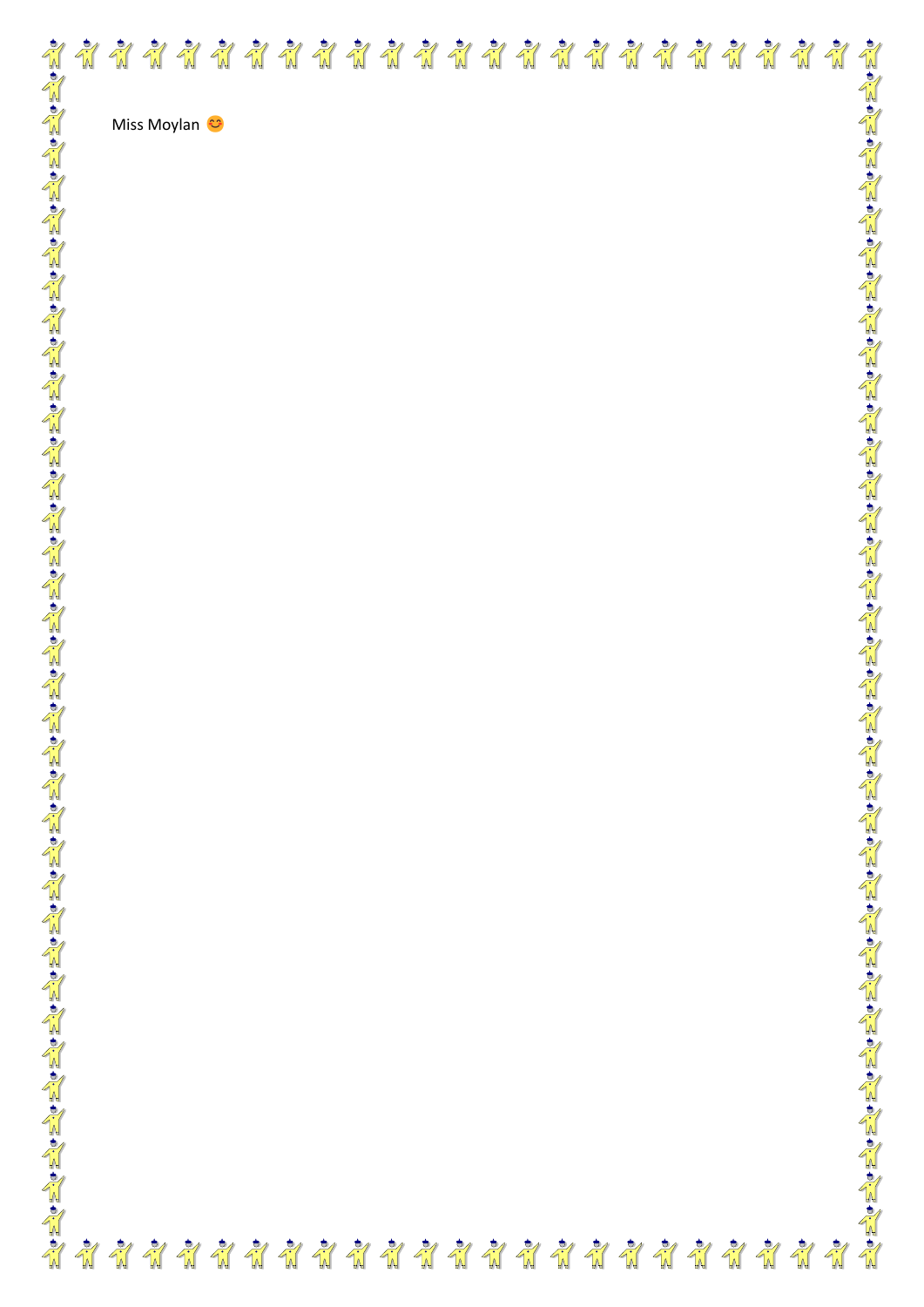Miss Moylan 😊